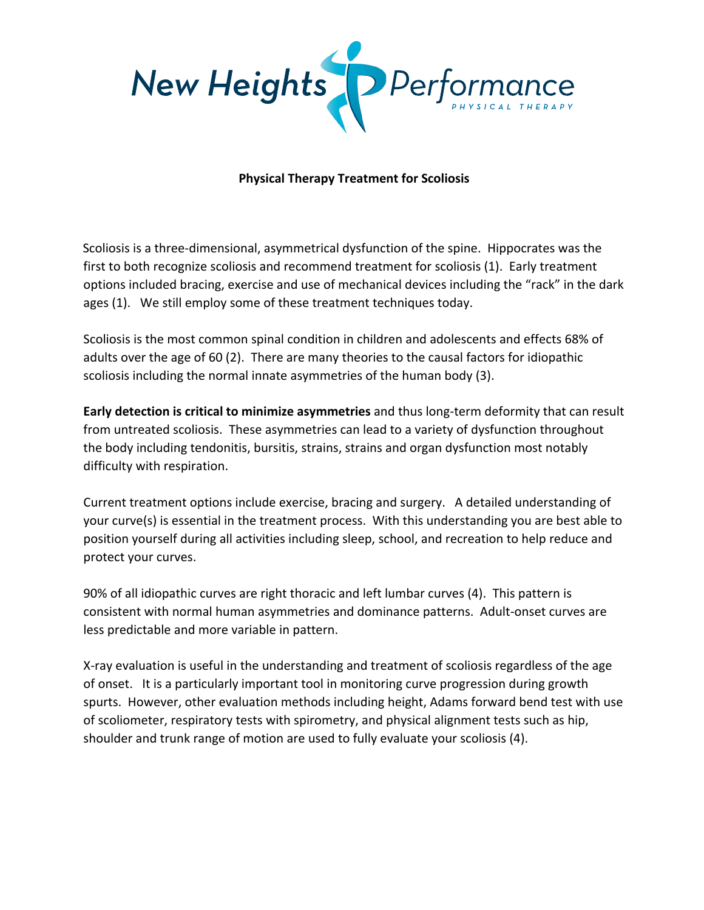# Physical Therapy Treatment for Scoliosis

Scoliosis is a three-dimensional, asymmetrical dysfunction of the spine. Hippocrates was the first to both recognize scoliosis and recommend treatment for scoliosis (1). Early treatment options included bracing, exercise and use of mechanical devices including the "rack" in the dark ages (1). We still employ some of these treatment techniques today.

Scoliosis is the most common spinal condition in children and adolescents and effects 68% of adults over the age of 60 (2). There are many theories to the causal factors for idiopathic scoliosis including the normal innate asymmetries of the human body (3).

**Early detection is critical to minimize asymmetries** and thus long-term deformity that can result from untreated scoliosis. These asymmetries can lead to a variety of dysfunction throughout the body including tendonitis, bursitis, strains, strains and organ dysfunction most notably difficulty with respiration.

Current treatment options include exercise, bracing and surgery. A detailed understanding of your curve(s) is essential in the treatment process. With this understanding you are best able to position yourself during all activities including sleep, school, and recreation to help reduce and protect your curves.

90% of all idiopathic curves are right thoracic and left lumbar curves (4). This pattern is consistent with normal human asymmetries and dominance patterns. Adult-onset curves are less predictable and more variable in pattern.

X-ray evaluation is useful in the understanding and treatment of scoliosis regardless of the age of onset. It is a particularly important tool in monitoring curve progression during growth spurts. However, other evaluation methods including height, Adams forward bend test with use of scoliometer, respiratory tests with spirometry, and physical alignment tests such as hip, shoulder and trunk range of motion are used to fully evaluate your scoliosis (4).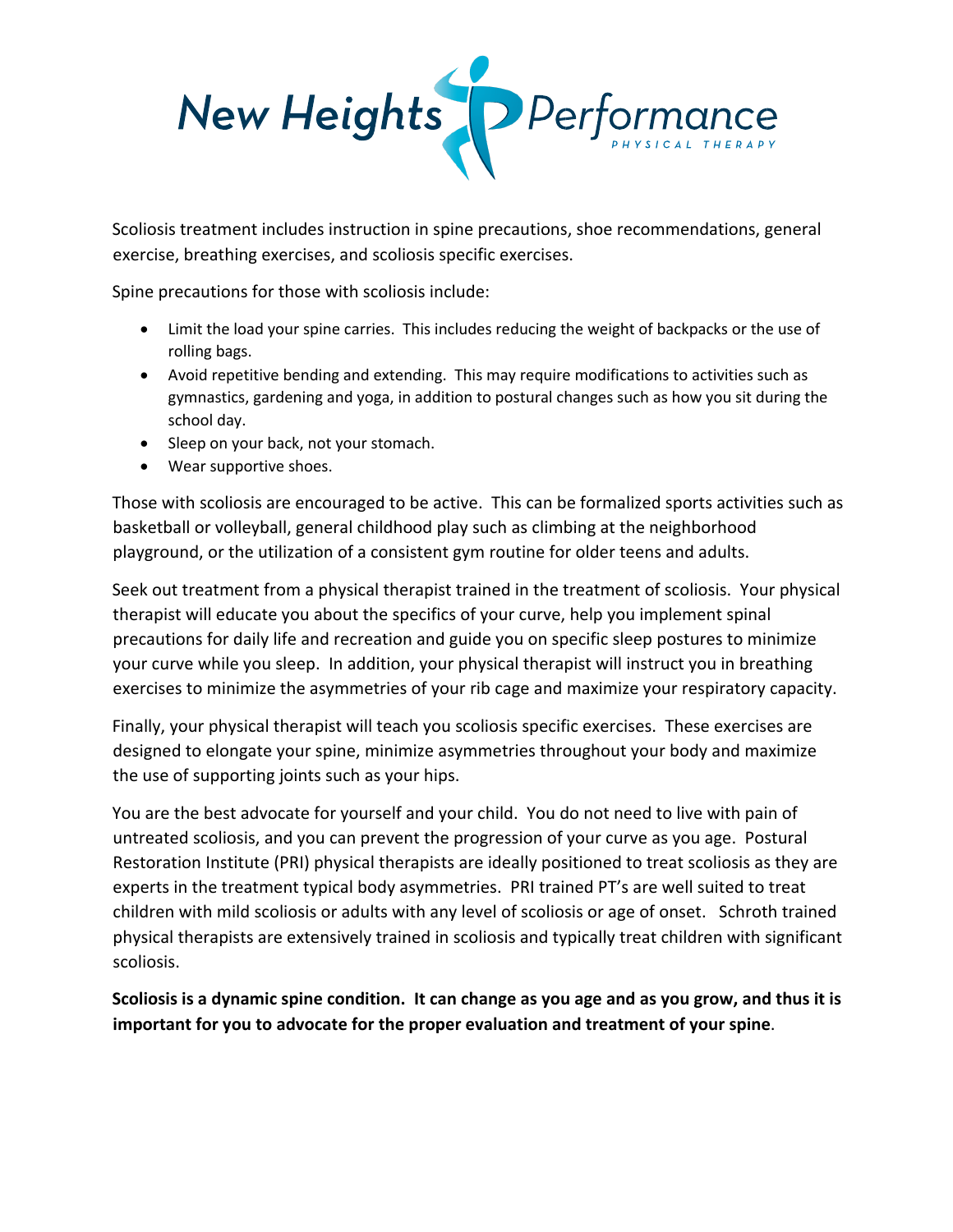Scoliosis treatment includes instruction in spine precautions, shoe recommendations, general exercise, breathing exercises, and scoliosis specific exercises.

Spine precautions for those with scoliosis include:

- Limit the load your spine carries. This includes reducing the weight of backpacks or the use of rolling bags.
- Avoid repetitive bending and extending. This may require modifications to activities such as gymnastics, gardening and yoga, in addition to postural changes such as how you sit during the school day.
- Sleep on your back, not your stomach.
- Wear supportive shoes.

Those with scoliosis are encouraged to be active. This can be formalized sports activities such as basketball or volleyball, general childhood play such as climbing at the neighborhood playground, or the utilization of a consistent gym routine for older teens and adults.

Seek out treatment from a physical therapist trained in the treatment of scoliosis. Your physical therapist will educate you about the specifics of your curve, help you implement spinal precautions for daily life and recreation and guide you on specific sleep postures to minimize your curve while you sleep. In addition, your physical therapist will instruct you in breathing exercises to minimize the asymmetries of your rib cage and maximize your respiratory capacity.

Finally, your physical therapist will teach you scoliosis specific exercises. These exercises are designed to elongate your spine, minimize asymmetries throughout your body and maximize the use of supporting joints such as your hips.

You are the best advocate for yourself and your child. You do not need to live with pain of untreated scoliosis, and you can prevent the progression of your curve as you age. Postural Restoration Institute (PRI) physical therapists are ideally positioned to treat scoliosis as they are experts in the treatment typical body asymmetries. PRI trained PT's are well suited to treat children with mild scoliosis or adults with any level of scoliosis or age of onset. Schroth trained physical therapists are extensively trained in scoliosis and typically treat children with significant scoliosis.

**Scoliosis is a dynamic spine condition. It can change as you age and as you grow, and thus it is important for you to advocate for the proper evaluation and treatment of your spine**.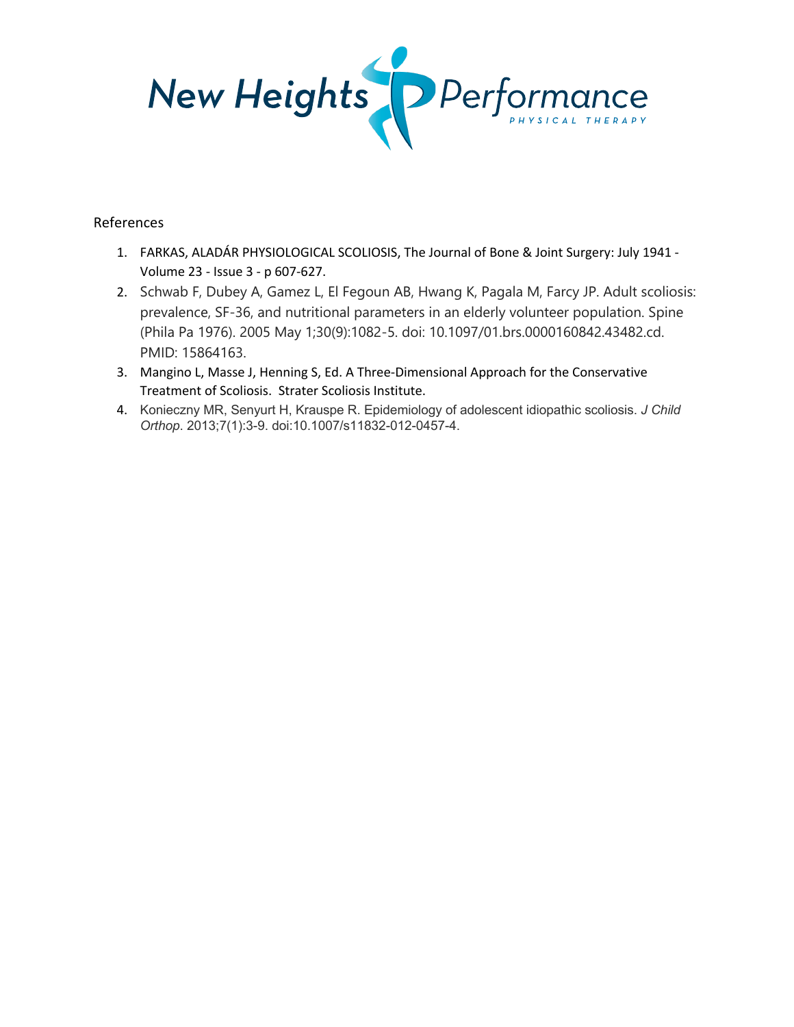New Heights Performance
PHYSICAL THERAPY

References

1. FARKAS, ALADÁR PHYSIOLOGICAL SCOLIOSIS, The Journal of Bone & Joint Surgery: July 1941 - Volume 23 - Issue 3 - p 607-627.
2. Schwab F, Dubey A, Gamez L, El Fegoun AB, Hwang K, Pagala M, Farcy JP. Adult scoliosis: prevalence, SF-36, and nutritional parameters in an elderly volunteer population. Spine (Phila Pa 1976). 2005 May 1;30(9):1082-5. doi: 10.1097/01.brs.0000160842.43482.cd. PMID: 15864163.
3. Mangino L, Masse J, Henning S, Ed. A Three-Dimensional Approach for the Conservative Treatment of Scoliosis. Strater Scoliosis Institute.
4. Konieczny MR, Senyurt H, Krauspe R. Epidemiology of adolescent idiopathic scoliosis. *J Child Orthop*. 2013;7(1):3-9. doi:10.1007/s11832-012-0457-4.